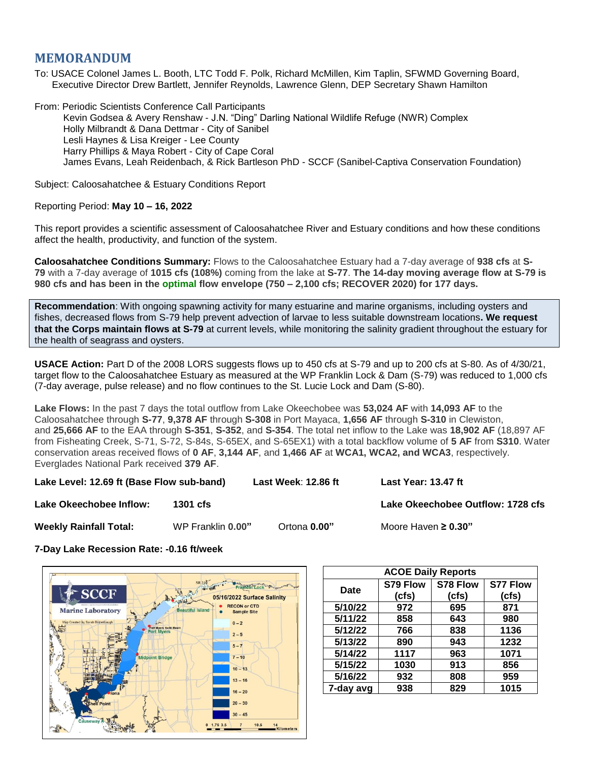# MEMORANDUM

To: USACE Colonel James L. Booth, LTC Todd F. Polk, Richard McMillen, Kim Taplin, SFWMD Governing Board, Executive Director Drew Bartlett, Jennifer Reynolds, Lawrence Glenn, DEP Secretary Shawn Hamilton

From: Periodic Scientists Conference Call Participants
Kevin Godsea & Avery Renshaw - J.N. "Ding" Darling National Wildlife Refuge (NWR) Complex
Holly Milbrandt & Dana Dettmar - City of Sanibel
Lesli Haynes & Lisa Kreiger - Lee County
Harry Phillips & Maya Robert - City of Cape Coral
James Evans, Leah Reidenbach, & Rick Bartleson PhD - SCCF (Sanibel-Captiva Conservation Foundation)

Subject: Caloosahatchee & Estuary Conditions Report

Reporting Period: **May 10 – 16, 2022**

This report provides a scientific assessment of Caloosahatchee River and Estuary conditions and how these conditions affect the health, productivity, and function of the system.

**Caloosahatchee Conditions Summary:** Flows to the Caloosahatchee Estuary had a 7-day average of **938 cfs** at **S-79** with a 7-day average of **1015 cfs (108%)** coming from the lake at **S-77**. **The 14-day moving average flow at S-79 is 980 cfs and has been in the optimal flow envelope (750 – 2,100 cfs; RECOVER 2020) for 177 days.**

**Recommendation**: With ongoing spawning activity for many estuarine and marine organisms, including oysters and fishes, decreased flows from S-79 help prevent advection of larvae to less suitable downstream locations**. We request that the Corps maintain flows at S-79** at current levels, while monitoring the salinity gradient throughout the estuary for the health of seagrass and oysters.

**USACE Action:** Part D of the 2008 LORS suggests flows up to 450 cfs at S-79 and up to 200 cfs at S-80. As of 4/30/21, target flow to the Caloosahatchee Estuary as measured at the WP Franklin Lock & Dam (S-79) was reduced to 1,000 cfs (7-day average, pulse release) and no flow continues to the St. Lucie Lock and Dam (S-80).

**Lake Flows:** In the past 7 days the total outflow from Lake Okeechobee was **53,024 AF** with **14,093 AF** to the Caloosahatchee through **S-77**, **9,378 AF** through **S-308** in Port Mayaca, **1,656 AF** through **S-310** in Clewiston, and **25,666 AF** to the EAA through **S-351**, **S-352**, and **S-354**. The total net inflow to the Lake was **18,902 AF** (18,897 AF from Fisheating Creek, S-71, S-72, S-84s, S-65EX, and S-65EX1) with a total backflow volume of **5 AF** from **S310**. Water conservation areas received flows of **0 AF**, **3,144 AF**, and **1,466 AF** at **WCA1, WCA2, and WCA3**, respectively. Everglades National Park received **379 AF**.

**Lake Level: 12.69 ft (Base Flow sub-band)** | **Last Week**: **12.86 ft** | **Last Year: 13.47 ft**

**Lake Okeechobee Inflow:** **1301 cfs** | **Lake Okeechobee Outflow: 1728 cfs**

**Weekly Rainfall Total:** WP Franklin **0.00"** | Ortona **0.00"** | Moore Haven **≥ 0.30"**

**7-Day Lake Recession Rate: -0.16 ft/week**

| ACOE Daily Reports | | | |
|---|---|---|---|
| Date | S79 Flow (cfs) | S78 Flow (cfs) | S77 Flow (cfs) |
| 5/10/22 | 972 | 695 | 871 |
| 5/11/22 | 858 | 643 | 980 |
| 5/12/22 | 766 | 838 | 1136 |
| 5/13/22 | 890 | 943 | 1232 |
| 5/14/22 | 1117 | 963 | 1071 |
| 5/15/22 | 1030 | 913 | 856 |
| 5/16/22 | 932 | 808 | 959 |
| 7-day avg | 938 | 829 | 1015 |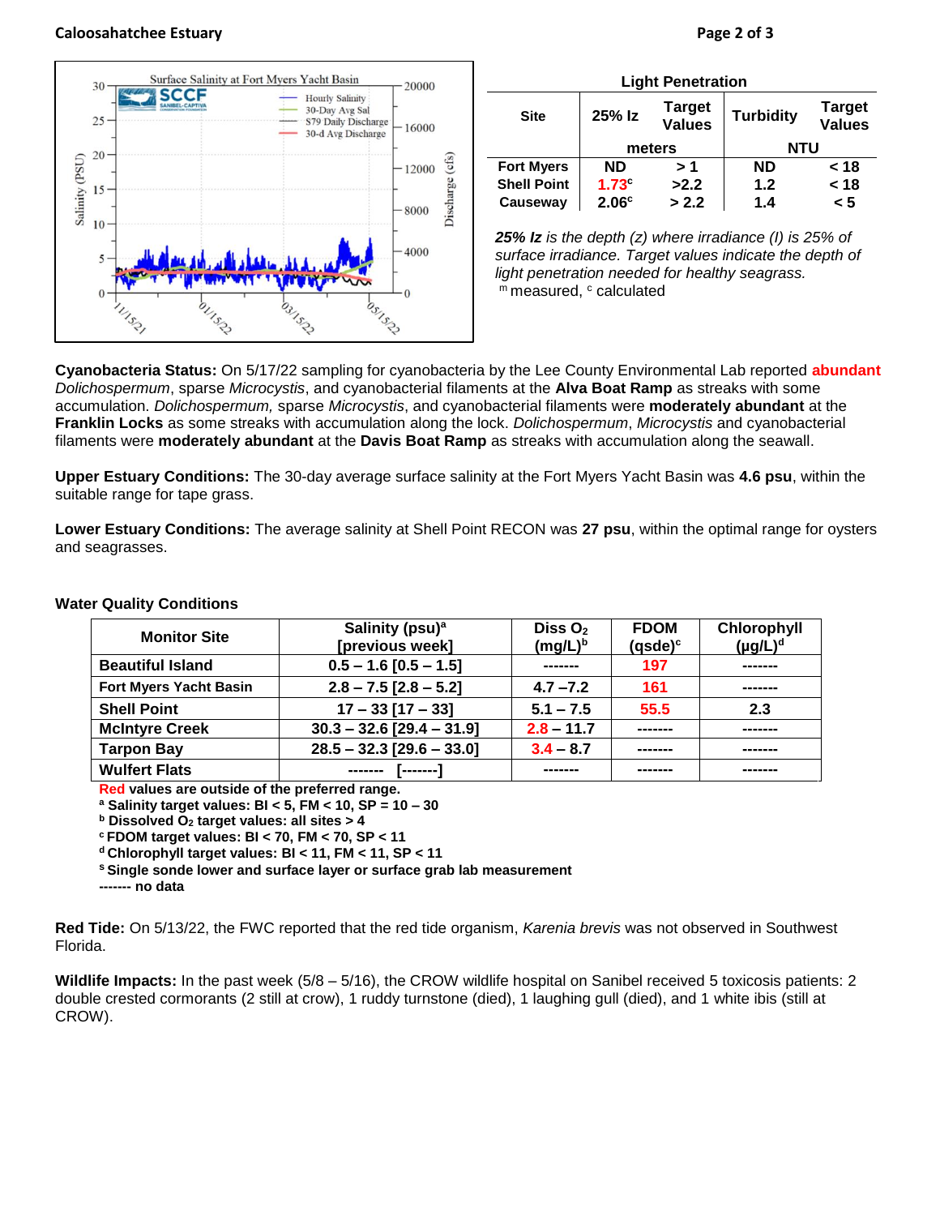**Light Penetration**

| Site | 25% Iz | Target Values | Turbidity | Target Values |
|---|---|---|---|---|
| | meters | | NTU | |
| Fort Myers | ND | > 1 | ND | < 18 |
| Shell Point | 1.73[c] | >2.2 | 1.2 | < 18 |
| Causeway | 2.06[c] | > 2.2 | 1.4 | < 5 |

***25% Iz*** *is the depth (z) where irradiance (I) is 25% of surface irradiance. Target values indicate the depth of light penetration needed for healthy seagrass.*
[m] measured, [c] calculated

**Cyanobacteria Status:** On 5/17/22 sampling for cyanobacteria by the Lee County Environmental Lab reported **abundant** *Dolichospermum*, sparse *Microcystis*, and cyanobacterial filaments at the **Alva Boat Ramp** as streaks with some accumulation. *Dolichospermum,* sparse *Microcystis*, and cyanobacterial filaments were **moderately abundant** at the **Franklin Locks** as some streaks with accumulation along the lock. *Dolichospermum*, *Microcystis* and cyanobacterial filaments were **moderately abundant** at the **Davis Boat Ramp** as streaks with accumulation along the seawall.

**Upper Estuary Conditions:** The 30-day average surface salinity at the Fort Myers Yacht Basin was **4.6 psu**, within the suitable range for tape grass.

**Lower Estuary Conditions:** The average salinity at Shell Point RECON was **27 psu**, within the optimal range for oysters and seagrasses.

**Water Quality Conditions**

| Monitor Site | Salinity (psu)[a] [previous week] | Diss $O_2$ (mg/L)[b] | FDOM (qsde)[c] | Chlorophyll (µg/L)[d] |
|---|---|---|---|---|
| Beautiful Island | 0.5 – 1.6 [0.5 – 1.5] | ------- | 197 | ------- |
| Fort Myers Yacht Basin | 2.8 – 7.5 [2.8 – 5.2] | 4.7 –7.2 | 161 | ------- |
| Shell Point | 17 – 33 [17 – 33] | 5.1 – 7.5 | 55.5 | 2.3 |
| McIntyre Creek | 30.3 – 32.6 [29.4 – 31.9] | 2.8 – 11.7 | ------- | ------- |
| Tarpon Bay | 28.5 – 32.3 [29.6 – 33.0] | 3.4 – 8.7 | ------- | ------- |
| Wulfert Flats | ------- [-------] | ------- | ------- | ------- |

**Red values are outside of the preferred range.**
**[a] Salinity target values: BI < 5, FM < 10, SP = 10 – 30**
**[b] Dissolved $O_2$ target values: all sites > 4**
**[c] FDOM target values: BI < 70, FM < 70, SP < 11**
**[d] Chlorophyll target values: BI < 11, FM < 11, SP < 11**
**[s] Single sonde lower and surface layer or surface grab lab measurement**
**------- no data**

**Red Tide:** On 5/13/22, the FWC reported that the red tide organism, *Karenia brevis* was not observed in Southwest Florida.

**Wildlife Impacts:** In the past week (5/8 – 5/16), the CROW wildlife hospital on Sanibel received 5 toxicosis patients: 2 double crested cormorants (2 still at crow), 1 ruddy turnstone (died), 1 laughing gull (died), and 1 white ibis (still at CROW).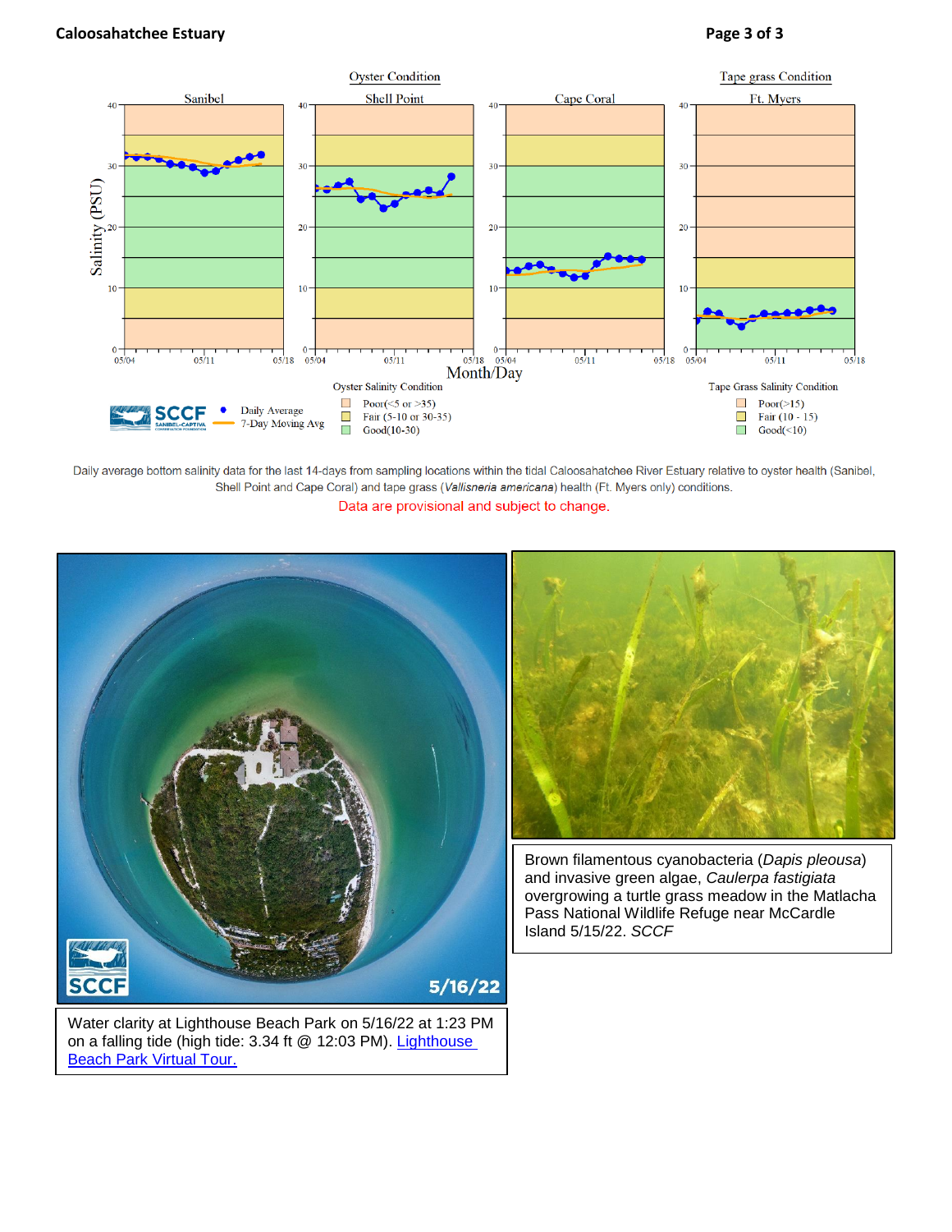Oyster Condition

Tape grass Condition

Sanibel

Shell Point

Cape Coral

Ft. Myers

Salinity (PSU)

40

30

20

10

0

05/04

05/11

05/18

Month/Day

SCCF

Daily Average

7-Day Moving Avg

Oyster Salinity Condition

Poor(<5 or >35)

Fair (5-10 or 30-35)

Good(10-30)

Tape Grass Salinity Condition

Poor(>15)

Fair (10 - 15)

Good(<10)

Daily average bottom salinity data for the last 14-days from sampling locations within the tidal Caloosahatchee River Estuary relative to oyster health (Sanibel, Shell Point and Cape Coral) and tape grass (*Vallisneria americana*) health (Ft. Myers only) conditions.

Data are provisional and subject to change.

SCCF 5/16/22

Water clarity at Lighthouse Beach Park on 5/16/22 at 1:23 PM on a falling tide (high tide: 3.34 ft @ 12:03 PM). Lighthouse Beach Park Virtual Tour.

Brown filamentous cyanobacteria (*Dapis pleousa*) and invasive green algae, *Caulerpa fastigiata* overgrowing a turtle grass meadow in the Matlacha Pass National Wildlife Refuge near McCardle Island 5/15/22. *SCCF*